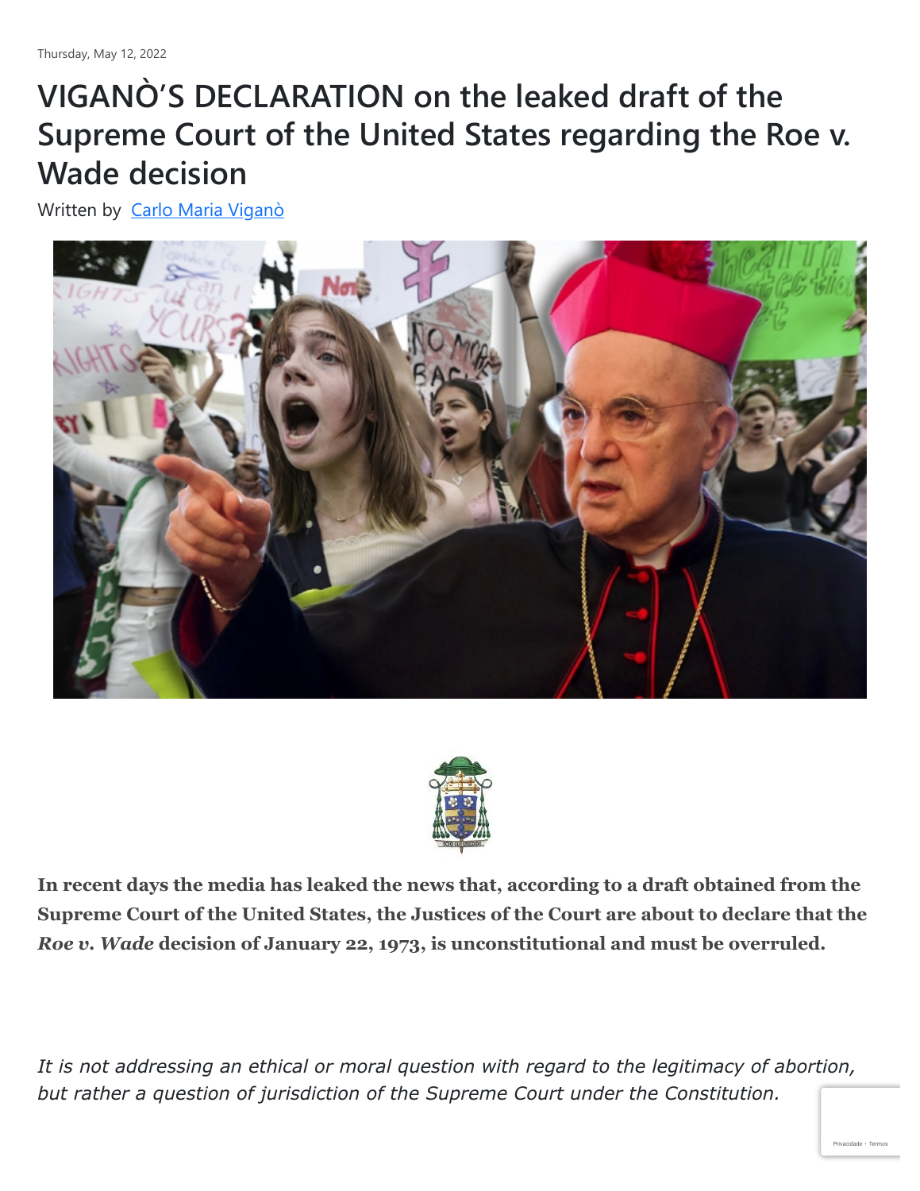Thursday, May 12, 2022

# VIGANÒ'S DECLARATION on the leaked draft of the Supreme Court of the United States regarding the Roe v. Wade decision

Written by Carlo Maria Viganò

**In recent days the media has leaked the news that, according to a draft obtained from the Supreme Court of the United States, the Justices of the Court are about to declare that the *Roe v. Wade* decision of January 22, 1973, is unconstitutional and must be overruled.**

*It is not addressing an ethical or moral question with regard to the legitimacy of abortion, but rather a question of jurisdiction of the Supreme Court under the Constitution.*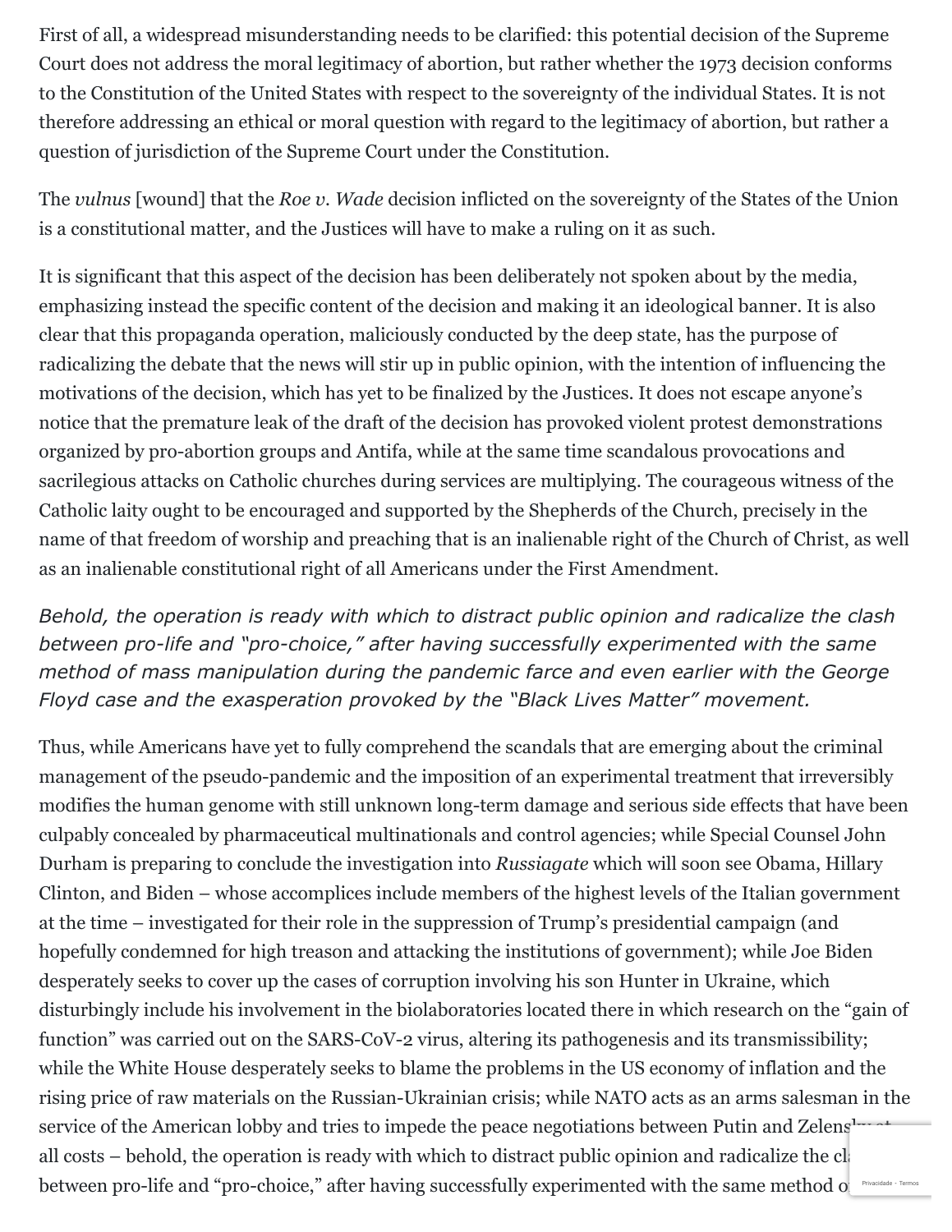First of all, a widespread misunderstanding needs to be clarified: this potential decision of the Supreme Court does not address the moral legitimacy of abortion, but rather whether the 1973 decision conforms to the Constitution of the United States with respect to the sovereignty of the individual States. It is not therefore addressing an ethical or moral question with regard to the legitimacy of abortion, but rather a question of jurisdiction of the Supreme Court under the Constitution.

The *vulnus* [wound] that the *Roe v. Wade* decision inflicted on the sovereignty of the States of the Union is a constitutional matter, and the Justices will have to make a ruling on it as such.

It is significant that this aspect of the decision has been deliberately not spoken about by the media, emphasizing instead the specific content of the decision and making it an ideological banner. It is also clear that this propaganda operation, maliciously conducted by the deep state, has the purpose of radicalizing the debate that the news will stir up in public opinion, with the intention of influencing the motivations of the decision, which has yet to be finalized by the Justices. It does not escape anyone's notice that the premature leak of the draft of the decision has provoked violent protest demonstrations organized by pro-abortion groups and Antifa, while at the same time scandalous provocations and sacrilegious attacks on Catholic churches during services are multiplying. The courageous witness of the Catholic laity ought to be encouraged and supported by the Shepherds of the Church, precisely in the name of that freedom of worship and preaching that is an inalienable right of the Church of Christ, as well as an inalienable constitutional right of all Americans under the First Amendment.

*Behold, the operation is ready with which to distract public opinion and radicalize the clash between pro-life and "pro-choice," after having successfully experimented with the same method of mass manipulation during the pandemic farce and even earlier with the George Floyd case and the exasperation provoked by the "Black Lives Matter" movement.*

Thus, while Americans have yet to fully comprehend the scandals that are emerging about the criminal management of the pseudo-pandemic and the imposition of an experimental treatment that irreversibly modifies the human genome with still unknown long-term damage and serious side effects that have been culpably concealed by pharmaceutical multinationals and control agencies; while Special Counsel John Durham is preparing to conclude the investigation into *Russiagate* which will soon see Obama, Hillary Clinton, and Biden – whose accomplices include members of the highest levels of the Italian government at the time – investigated for their role in the suppression of Trump's presidential campaign (and hopefully condemned for high treason and attacking the institutions of government); while Joe Biden desperately seeks to cover up the cases of corruption involving his son Hunter in Ukraine, which disturbingly include his involvement in the biolaboratories located there in which research on the "gain of function" was carried out on the SARS-CoV-2 virus, altering its pathogenesis and its transmissibility; while the White House desperately seeks to blame the problems in the US economy of inflation and the rising price of raw materials on the Russian-Ukrainian crisis; while NATO acts as an arms salesman in the service of the American lobby and tries to impede the peace negotiations between Putin and Zelensky at all costs – behold, the operation is ready with which to distract public opinion and radicalize the clash between pro-life and "pro-choice," after having successfully experimented with the same method of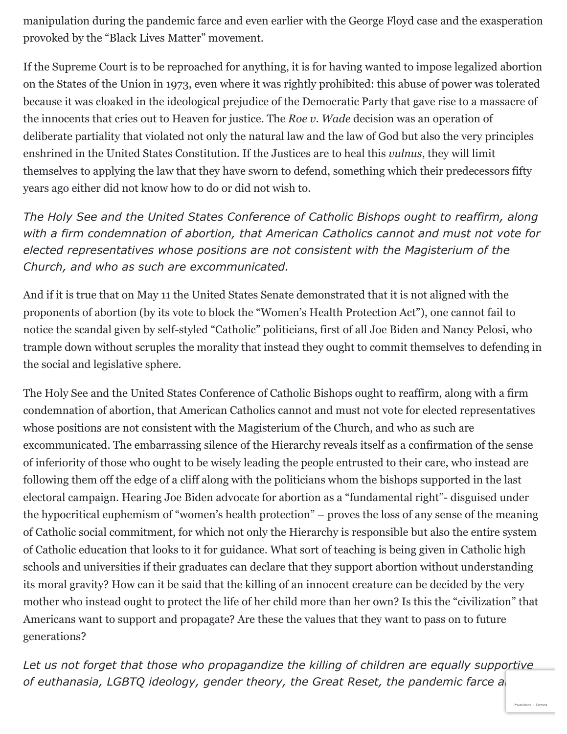manipulation during the pandemic farce and even earlier with the George Floyd case and the exasperation provoked by the "Black Lives Matter" movement.

If the Supreme Court is to be reproached for anything, it is for having wanted to impose legalized abortion on the States of the Union in 1973, even where it was rightly prohibited: this abuse of power was tolerated because it was cloaked in the ideological prejudice of the Democratic Party that gave rise to a massacre of the innocents that cries out to Heaven for justice. The *Roe v. Wade* decision was an operation of deliberate partiality that violated not only the natural law and the law of God but also the very principles enshrined in the United States Constitution. If the Justices are to heal this *vulnus*, they will limit themselves to applying the law that they have sworn to defend, something which their predecessors fifty years ago either did not know how to do or did not wish to.

*The Holy See and the United States Conference of Catholic Bishops ought to reaffirm, along with a firm condemnation of abortion, that American Catholics cannot and must not vote for elected representatives whose positions are not consistent with the Magisterium of the Church, and who as such are excommunicated.*

And if it is true that on May 11 the United States Senate demonstrated that it is not aligned with the proponents of abortion (by its vote to block the "Women's Health Protection Act"), one cannot fail to notice the scandal given by self-styled "Catholic" politicians, first of all Joe Biden and Nancy Pelosi, who trample down without scruples the morality that instead they ought to commit themselves to defending in the social and legislative sphere.

The Holy See and the United States Conference of Catholic Bishops ought to reaffirm, along with a firm condemnation of abortion, that American Catholics cannot and must not vote for elected representatives whose positions are not consistent with the Magisterium of the Church, and who as such are excommunicated. The embarrassing silence of the Hierarchy reveals itself as a confirmation of the sense of inferiority of those who ought to be wisely leading the people entrusted to their care, who instead are following them off the edge of a cliff along with the politicians whom the bishops supported in the last electoral campaign. Hearing Joe Biden advocate for abortion as a "fundamental right"- disguised under the hypocritical euphemism of "women's health protection" – proves the loss of any sense of the meaning of Catholic social commitment, for which not only the Hierarchy is responsible but also the entire system of Catholic education that looks to it for guidance. What sort of teaching is being given in Catholic high schools and universities if their graduates can declare that they support abortion without understanding its moral gravity? How can it be said that the killing of an innocent creature can be decided by the very mother who instead ought to protect the life of her child more than her own? Is this the "civilization" that Americans want to support and propagate? Are these the values that they want to pass on to future generations?

*Let us not forget that those who propagandize the killing of children are equally supportive of euthanasia, LGBTQ ideology, gender theory, the Great Reset, the pandemic farce a*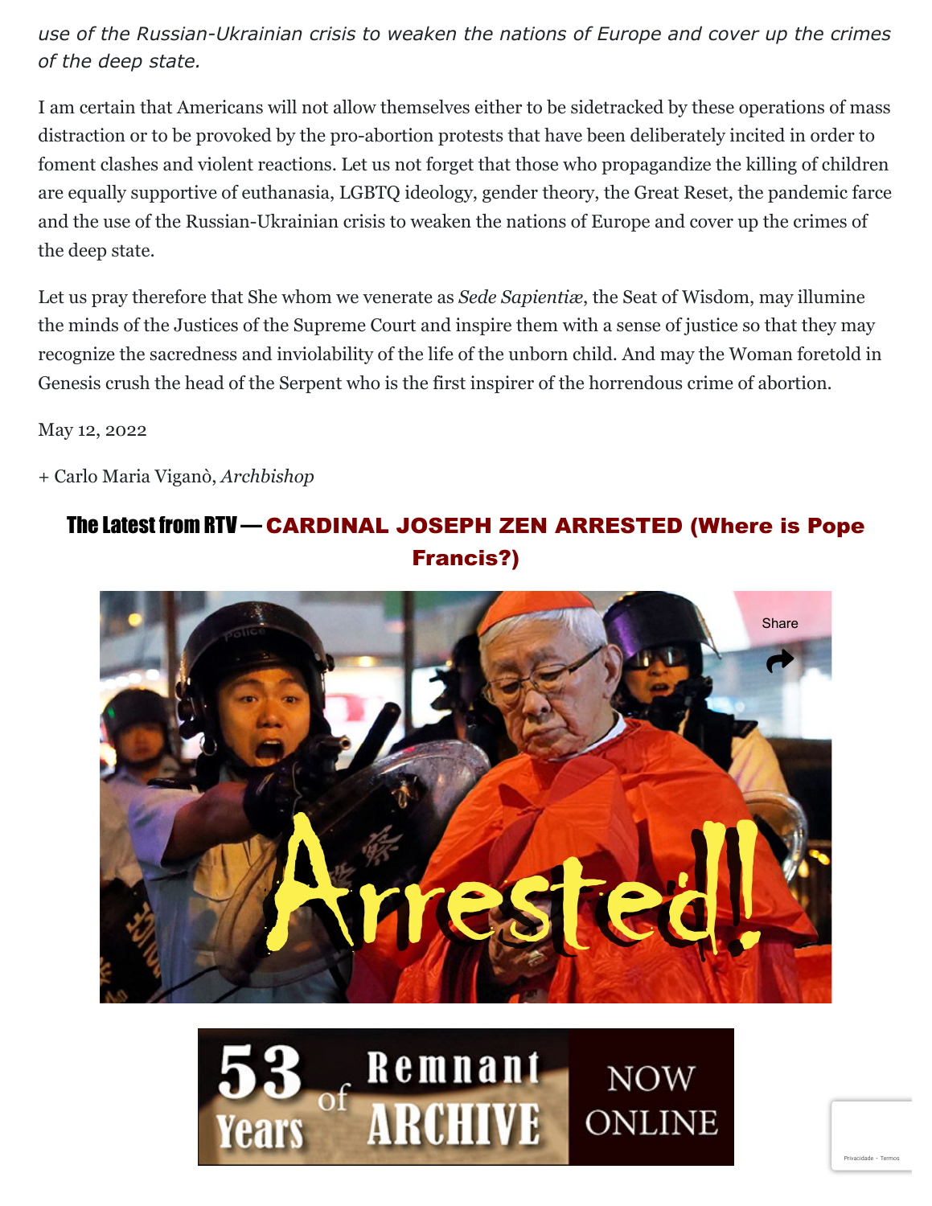*use of the Russian-Ukrainian crisis to weaken the nations of Europe and cover up the crimes of the deep state.*

I am certain that Americans will not allow themselves either to be sidetracked by these operations of mass distraction or to be provoked by the pro-abortion protests that have been deliberately incited in order to foment clashes and violent reactions. Let us not forget that those who propagandize the killing of children are equally supportive of euthanasia, LGBTQ ideology, gender theory, the Great Reset, the pandemic farce and the use of the Russian-Ukrainian crisis to weaken the nations of Europe and cover up the crimes of the deep state.

Let us pray therefore that She whom we venerate as *Sede Sapientiæ*, the Seat of Wisdom, may illumine the minds of the Justices of the Supreme Court and inspire them with a sense of justice so that they may recognize the sacredness and inviolability of the life of the unborn child. And may the Woman foretold in Genesis crush the head of the Serpent who is the first inspirer of the horrendous crime of abortion.

May 12, 2022

+ Carlo Maria Viganò, *Archbishop*

**The Latest from RTV — CARDINAL JOSEPH ZEN ARRESTED (Where is Pope Francis?)**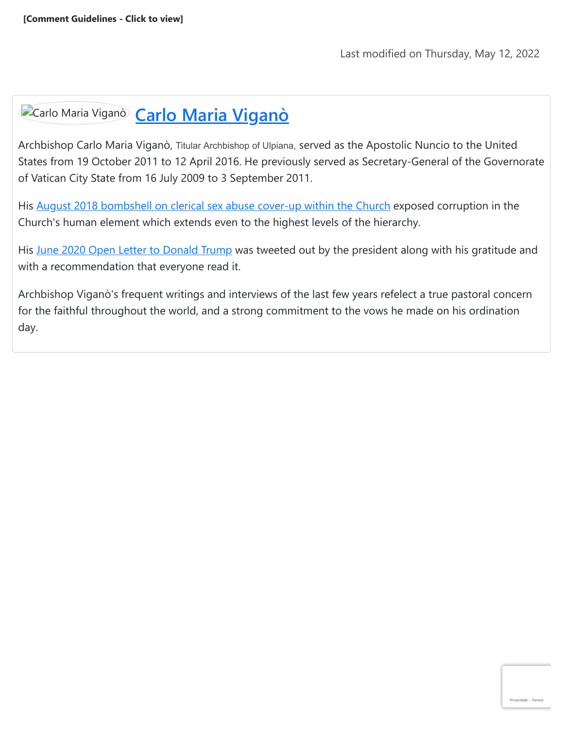**[Comment Guidelines - Click to view]**

Last modified on Thursday, May 12, 2022

## Carlo Maria Viganò

Archbishop Carlo Maria Viganò, Titular Archbishop of Ulpiana, served as the Apostolic Nuncio to the United States from 19 October 2011 to 12 April 2016. He previously served as Secretary-General of the Governorate of Vatican City State from 16 July 2009 to 3 September 2011.

His August 2018 bombshell on clerical sex abuse cover-up within the Church exposed corruption in the Church's human element which extends even to the highest levels of the hierarchy.

His June 2020 Open Letter to Donald Trump was tweeted out by the president along with his gratitude and with a recommendation that everyone read it.

Archbishop Viganò's frequent writings and interviews of the last few years refelect a true pastoral concern for the faithful throughout the world, and a strong commitment to the vows he made on his ordination day.